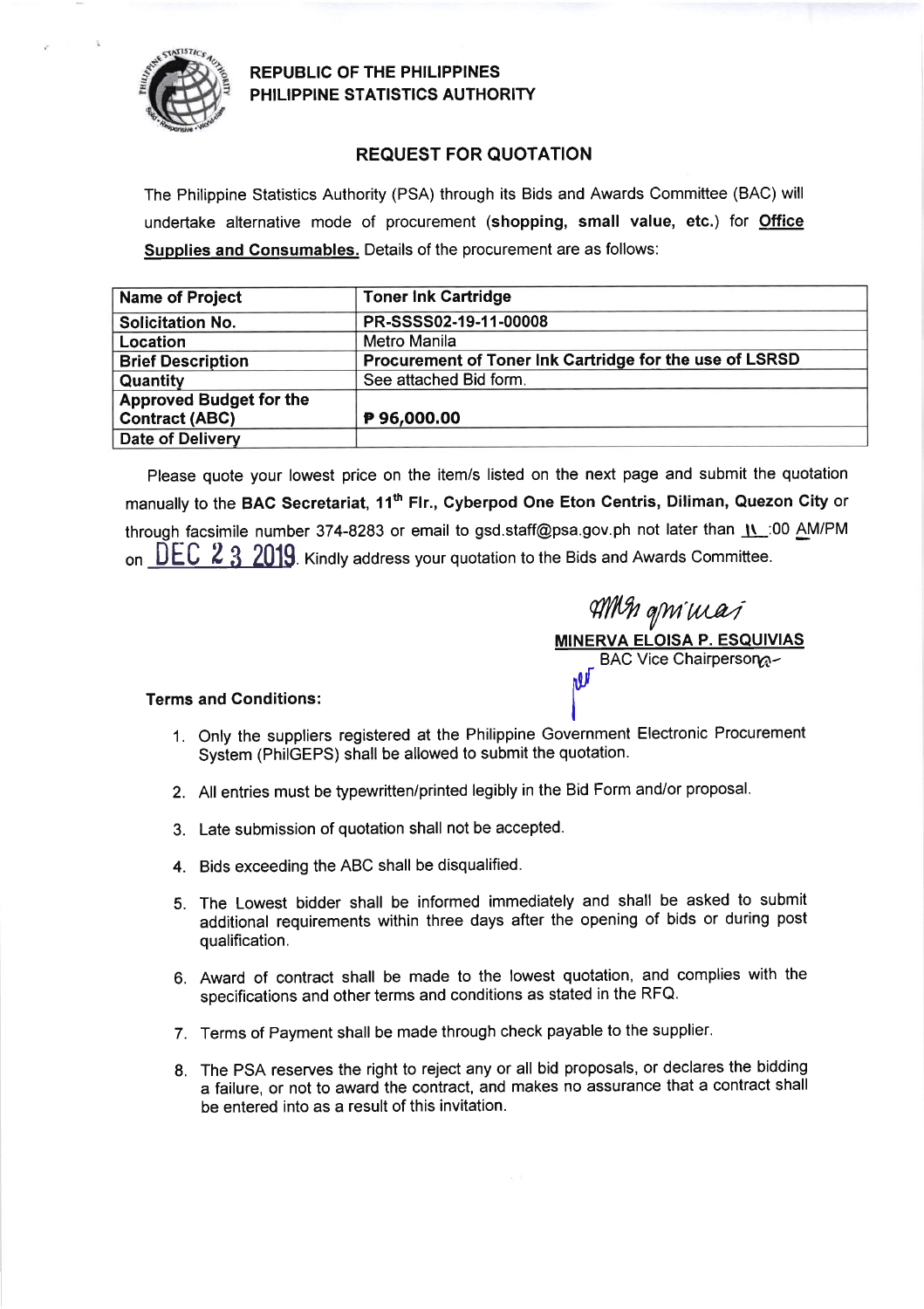## REPUBLIC OF THE PHILIPPINES
## PHILIPPINE STATISTICS AUTHORITY

### REQUEST FOR QUOTATION

The Philippine Statistics Authority (PSA) through its Bids and Awards Committee (BAC) will undertake alternative mode of procurement (**shopping, small value, etc.**) for **Office Supplies and Consumables.** Details of the procurement are as follows:

| **Name of Project** | **Toner Ink Cartridge** |
|---|---|
| **Solicitation No.** | **PR-SSSS02-19-11-00008** |
| **Location** | Metro Manila |
| **Brief Description** | **Procurement of Toner Ink Cartridge for the use of LSRSD** |
| **Quantity** | See attached Bid form. |
| **Approved Budget for the Contract (ABC)** | **₱ 96,000.00** |
| **Date of Delivery** | |

Please quote your lowest price on the item/s listed on the next page and submit the quotation manually to the **BAC Secretariat, 11th Flr., Cyberpod One Eton Centris, Diliman, Quezon City** or through facsimile number 374-8283 or email to gsd.staff@psa.gov.ph not later than 11:00 AM/PM on DEC 23 2019. Kindly address your quotation to the Bids and Awards Committee.

**MINERVA ELOISA P. ESQUIVIAS**
BAC Vice Chairperson

**Terms and Conditions:**

1. Only the suppliers registered at the Philippine Government Electronic Procurement System (PhilGEPS) shall be allowed to submit the quotation.
2. All entries must be typewritten/printed legibly in the Bid Form and/or proposal.
3. Late submission of quotation shall not be accepted.
4. Bids exceeding the ABC shall be disqualified.
5. The Lowest bidder shall be informed immediately and shall be asked to submit additional requirements within three days after the opening of bids or during post qualification.
6. Award of contract shall be made to the lowest quotation, and complies with the specifications and other terms and conditions as stated in the RFQ.
7. Terms of Payment shall be made through check payable to the supplier.
8. The PSA reserves the right to reject any or all bid proposals, or declares the bidding a failure, or not to award the contract, and makes no assurance that a contract shall be entered into as a result of this invitation.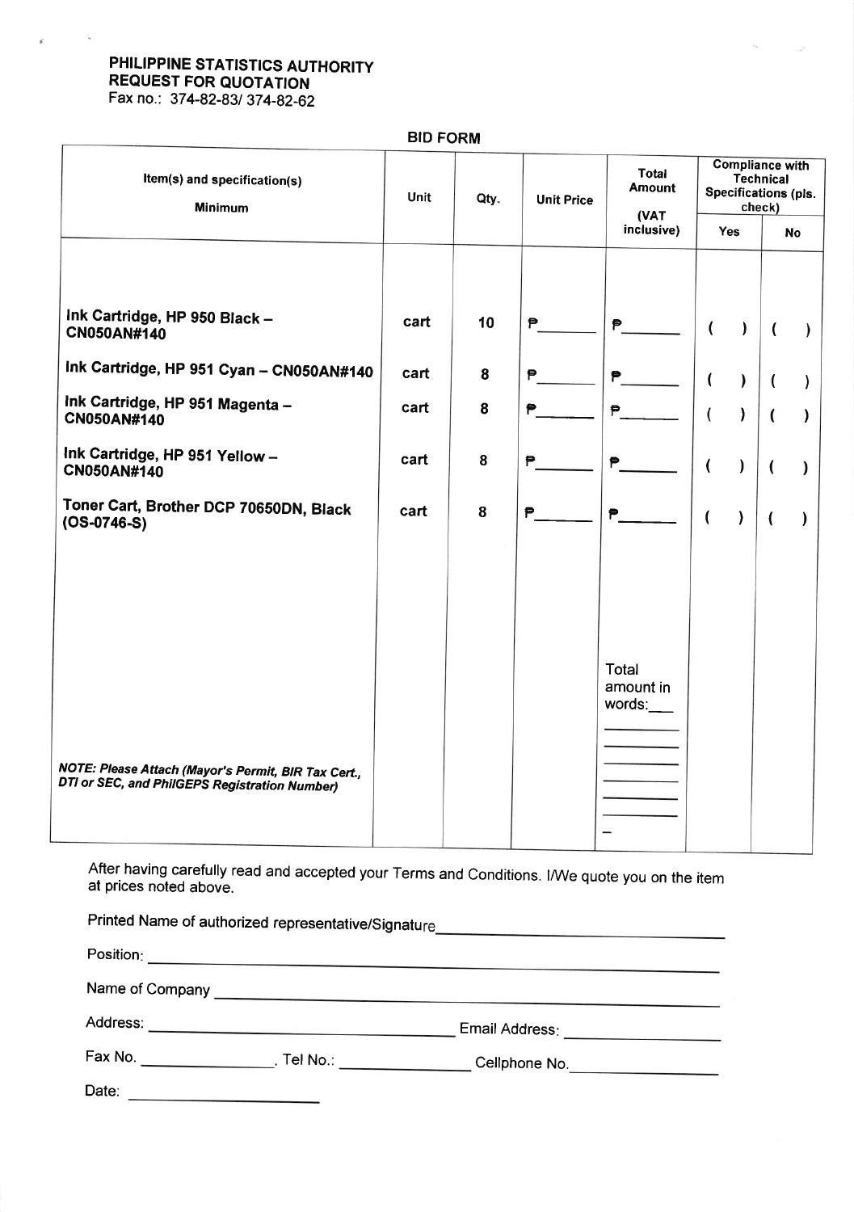**PHILIPPINE STATISTICS AUTHORITY**
**REQUEST FOR QUOTATION**
Fax no.: 374-82-83/ 374-82-62

**BID FORM**

| Item(s) and specification(s) Minimum | Unit | Qty. | Unit Price | Total Amount (VAT inclusive) | Compliance with Technical Specifications (pls. check) | |
|---|---|---|---|---|---|---|
| | | | | | Yes | No |
| **Ink Cartridge, HP 950 Black – CN050AN#140** | cart | 10 | ₱______ | ₱______ | ( ) | ( ) |
| **Ink Cartridge, HP 951 Cyan – CN050AN#140** | cart | 8 | ₱______ | ₱______ | ( ) | ( ) |
| **Ink Cartridge, HP 951 Magenta – CN050AN#140** | cart | 8 | ₱______ | ₱______ | ( ) | ( ) |
| **Ink Cartridge, HP 951 Yellow – CN050AN#140** | cart | 8 | ₱______ | ₱______ | ( ) | ( ) |
| **Toner Cart, Brother DCP 70650DN, Black (OS-0746-S)** | cart | 8 | ₱______ | ₱______ | ( ) | ( ) |
| | | | | Total amount in words:___ | | |
| ***NOTE: Please Attach (Mayor's Permit, BIR Tax Cert., DTI or SEC, and PhilGEPS Registration Number)*** | | | | | | |

After having carefully read and accepted your Terms and Conditions. I/We quote you on the item at prices noted above.

Printed Name of authorized representative/Signature ______________________________

Position: ______________________________

Name of Company ______________________________

Address: ______________________________ Email Address: ________________

Fax No. ______________. Tel No.: ______________ Cellphone No. ________________

Date: ____________________